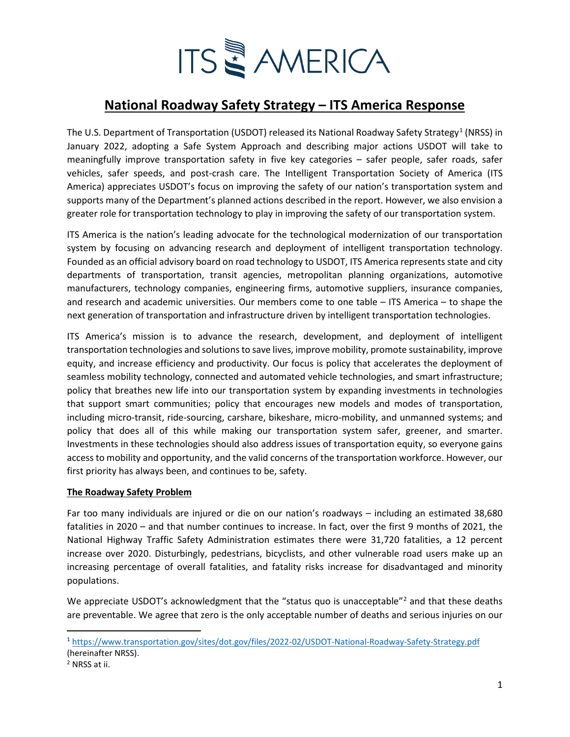ITS AMERICA

# National Roadway Safety Strategy – ITS America Response

The U.S. Department of Transportation (USDOT) released its National Roadway Safety Strategy[1] (NRSS) in January 2022, adopting a Safe System Approach and describing major actions USDOT will take to meaningfully improve transportation safety in five key categories – safer people, safer roads, safer vehicles, safer speeds, and post-crash care. The Intelligent Transportation Society of America (ITS America) appreciates USDOT's focus on improving the safety of our nation's transportation system and supports many of the Department's planned actions described in the report. However, we also envision a greater role for transportation technology to play in improving the safety of our transportation system.

ITS America is the nation's leading advocate for the technological modernization of our transportation system by focusing on advancing research and deployment of intelligent transportation technology. Founded as an official advisory board on road technology to USDOT, ITS America represents state and city departments of transportation, transit agencies, metropolitan planning organizations, automotive manufacturers, technology companies, engineering firms, automotive suppliers, insurance companies, and research and academic universities. Our members come to one table – ITS America – to shape the next generation of transportation and infrastructure driven by intelligent transportation technologies.

ITS America's mission is to advance the research, development, and deployment of intelligent transportation technologies and solutions to save lives, improve mobility, promote sustainability, improve equity, and increase efficiency and productivity. Our focus is policy that accelerates the deployment of seamless mobility technology, connected and automated vehicle technologies, and smart infrastructure; policy that breathes new life into our transportation system by expanding investments in technologies that support smart communities; policy that encourages new models and modes of transportation, including micro-transit, ride-sourcing, carshare, bikeshare, micro-mobility, and unmanned systems; and policy that does all of this while making our transportation system safer, greener, and smarter. Investments in these technologies should also address issues of transportation equity, so everyone gains access to mobility and opportunity, and the valid concerns of the transportation workforce. However, our first priority has always been, and continues to be, safety.

## The Roadway Safety Problem

Far too many individuals are injured or die on our nation's roadways – including an estimated 38,680 fatalities in 2020 – and that number continues to increase. In fact, over the first 9 months of 2021, the National Highway Traffic Safety Administration estimates there were 31,720 fatalities, a 12 percent increase over 2020. Disturbingly, pedestrians, bicyclists, and other vulnerable road users make up an increasing percentage of overall fatalities, and fatality risks increase for disadvantaged and minority populations.

We appreciate USDOT's acknowledgment that the "status quo is unacceptable"[2] and that these deaths are preventable. We agree that zero is the only acceptable number of deaths and serious injuries on our

[1] https://www.transportation.gov/sites/dot.gov/files/2022-02/USDOT-National-Roadway-Safety-Strategy.pdf (hereinafter NRSS).

[2] NRSS at ii.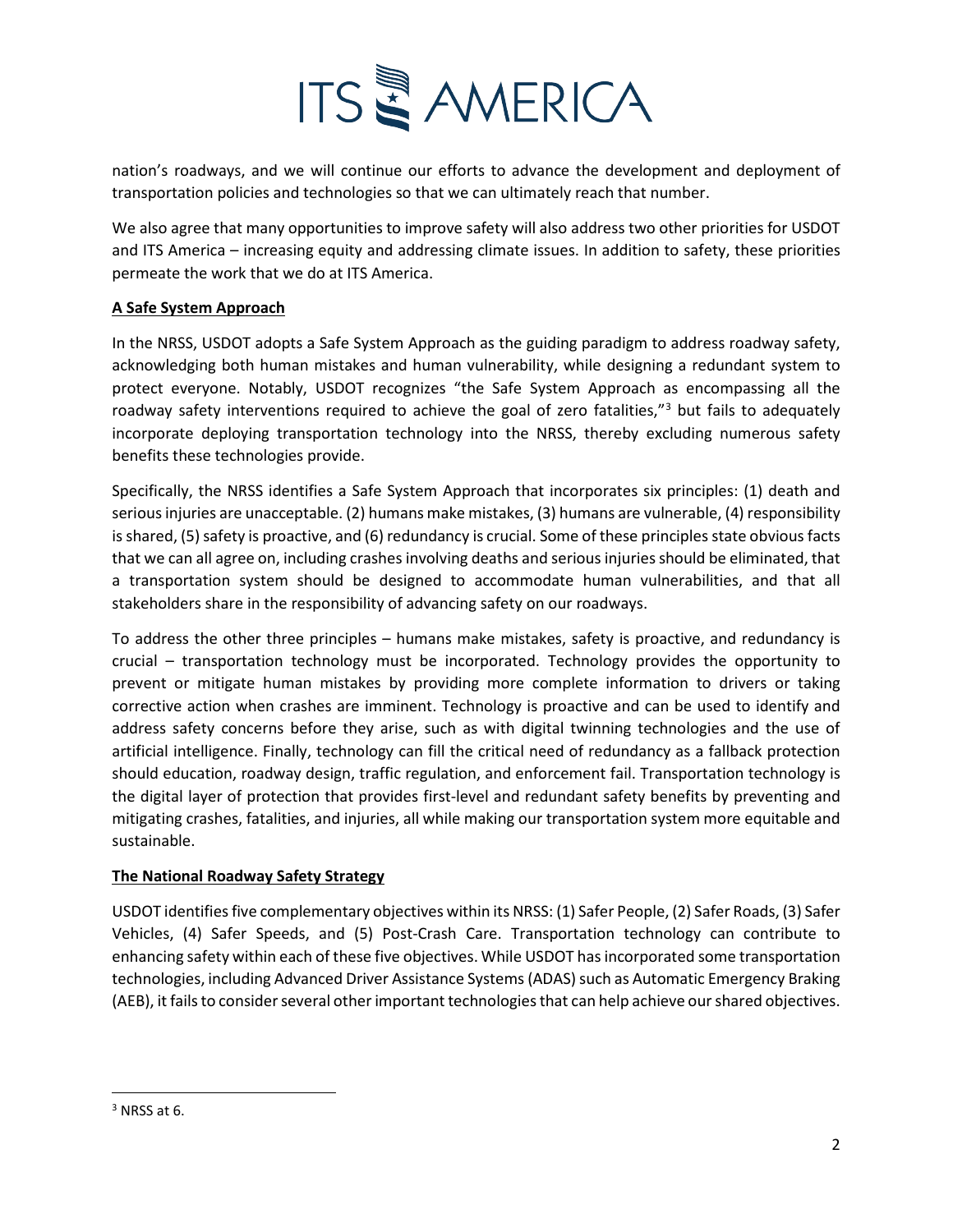nation's roadways, and we will continue our efforts to advance the development and deployment of transportation policies and technologies so that we can ultimately reach that number.

We also agree that many opportunities to improve safety will also address two other priorities for USDOT and ITS America – increasing equity and addressing climate issues. In addition to safety, these priorities permeate the work that we do at ITS America.

## A Safe System Approach

In the NRSS, USDOT adopts a Safe System Approach as the guiding paradigm to address roadway safety, acknowledging both human mistakes and human vulnerability, while designing a redundant system to protect everyone. Notably, USDOT recognizes "the Safe System Approach as encompassing all the roadway safety interventions required to achieve the goal of zero fatalities,"[3] but fails to adequately incorporate deploying transportation technology into the NRSS, thereby excluding numerous safety benefits these technologies provide.

Specifically, the NRSS identifies a Safe System Approach that incorporates six principles: (1) death and serious injuries are unacceptable. (2) humans make mistakes, (3) humans are vulnerable, (4) responsibility is shared, (5) safety is proactive, and (6) redundancy is crucial. Some of these principles state obvious facts that we can all agree on, including crashes involving deaths and serious injuries should be eliminated, that a transportation system should be designed to accommodate human vulnerabilities, and that all stakeholders share in the responsibility of advancing safety on our roadways.

To address the other three principles – humans make mistakes, safety is proactive, and redundancy is crucial – transportation technology must be incorporated. Technology provides the opportunity to prevent or mitigate human mistakes by providing more complete information to drivers or taking corrective action when crashes are imminent. Technology is proactive and can be used to identify and address safety concerns before they arise, such as with digital twinning technologies and the use of artificial intelligence. Finally, technology can fill the critical need of redundancy as a fallback protection should education, roadway design, traffic regulation, and enforcement fail. Transportation technology is the digital layer of protection that provides first-level and redundant safety benefits by preventing and mitigating crashes, fatalities, and injuries, all while making our transportation system more equitable and sustainable.

## The National Roadway Safety Strategy

USDOT identifies five complementary objectives within its NRSS: (1) Safer People, (2) Safer Roads, (3) Safer Vehicles, (4) Safer Speeds, and (5) Post-Crash Care. Transportation technology can contribute to enhancing safety within each of these five objectives. While USDOT has incorporated some transportation technologies, including Advanced Driver Assistance Systems (ADAS) such as Automatic Emergency Braking (AEB), it fails to consider several other important technologies that can help achieve our shared objectives.

---

[3] NRSS at 6.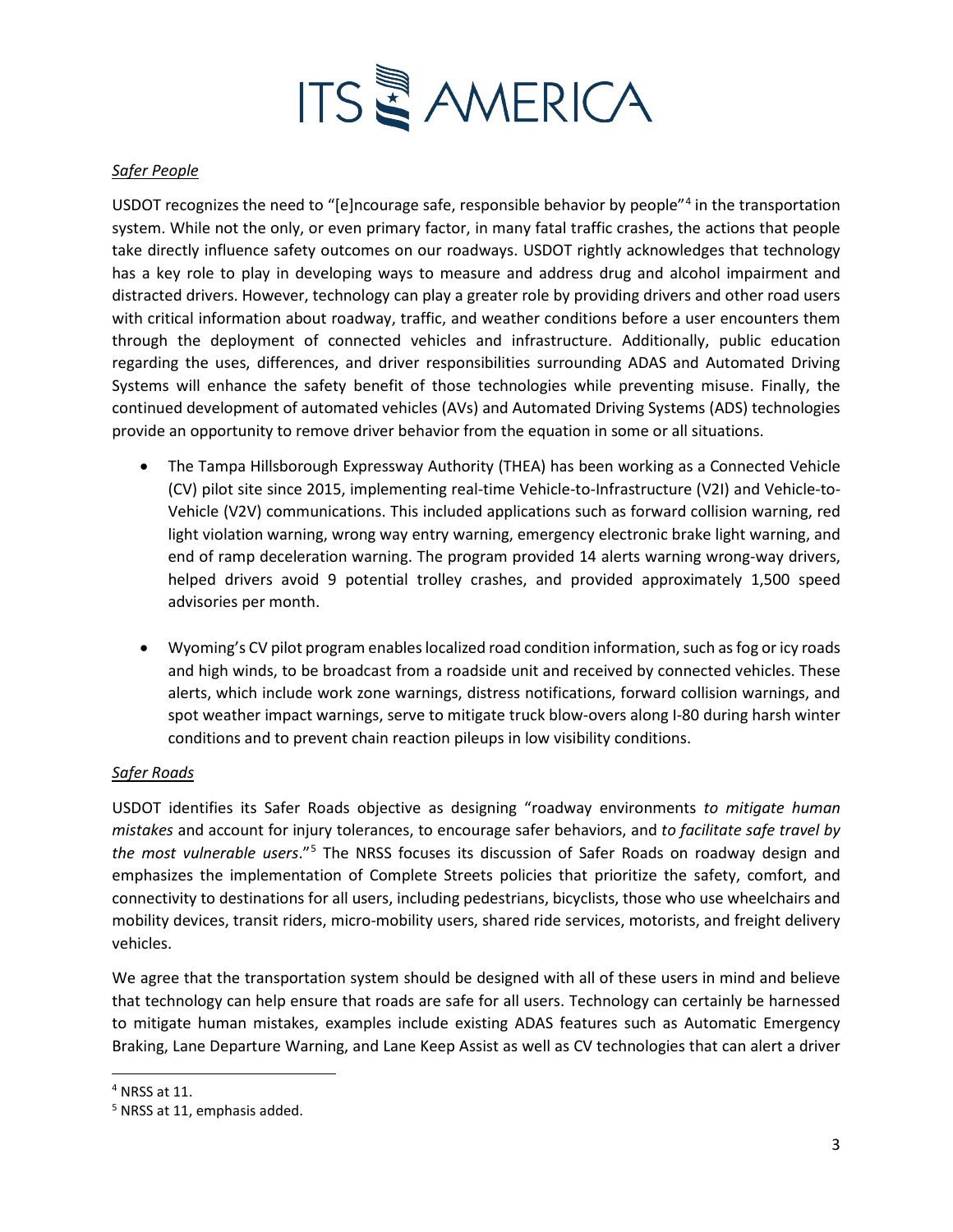*Safer People*

USDOT recognizes the need to "[e]ncourage safe, responsible behavior by people"[4] in the transportation system. While not the only, or even primary factor, in many fatal traffic crashes, the actions that people take directly influence safety outcomes on our roadways. USDOT rightly acknowledges that technology has a key role to play in developing ways to measure and address drug and alcohol impairment and distracted drivers. However, technology can play a greater role by providing drivers and other road users with critical information about roadway, traffic, and weather conditions before a user encounters them through the deployment of connected vehicles and infrastructure. Additionally, public education regarding the uses, differences, and driver responsibilities surrounding ADAS and Automated Driving Systems will enhance the safety benefit of those technologies while preventing misuse. Finally, the continued development of automated vehicles (AVs) and Automated Driving Systems (ADS) technologies provide an opportunity to remove driver behavior from the equation in some or all situations.

- The Tampa Hillsborough Expressway Authority (THEA) has been working as a Connected Vehicle (CV) pilot site since 2015, implementing real-time Vehicle-to-Infrastructure (V2I) and Vehicle-to-Vehicle (V2V) communications. This included applications such as forward collision warning, red light violation warning, wrong way entry warning, emergency electronic brake light warning, and end of ramp deceleration warning. The program provided 14 alerts warning wrong-way drivers, helped drivers avoid 9 potential trolley crashes, and provided approximately 1,500 speed advisories per month.
- Wyoming's CV pilot program enables localized road condition information, such as fog or icy roads and high winds, to be broadcast from a roadside unit and received by connected vehicles. These alerts, which include work zone warnings, distress notifications, forward collision warnings, and spot weather impact warnings, serve to mitigate truck blow-overs along I-80 during harsh winter conditions and to prevent chain reaction pileups in low visibility conditions.

*Safer Roads*

USDOT identifies its Safer Roads objective as designing "roadway environments *to mitigate human mistakes* and account for injury tolerances, to encourage safer behaviors, and *to facilitate safe travel by the most vulnerable users*."[5] The NRSS focuses its discussion of Safer Roads on roadway design and emphasizes the implementation of Complete Streets policies that prioritize the safety, comfort, and connectivity to destinations for all users, including pedestrians, bicyclists, those who use wheelchairs and mobility devices, transit riders, micro-mobility users, shared ride services, motorists, and freight delivery vehicles.

We agree that the transportation system should be designed with all of these users in mind and believe that technology can help ensure that roads are safe for all users. Technology can certainly be harnessed to mitigate human mistakes, examples include existing ADAS features such as Automatic Emergency Braking, Lane Departure Warning, and Lane Keep Assist as well as CV technologies that can alert a driver

[4] NRSS at 11.

[5] NRSS at 11, emphasis added.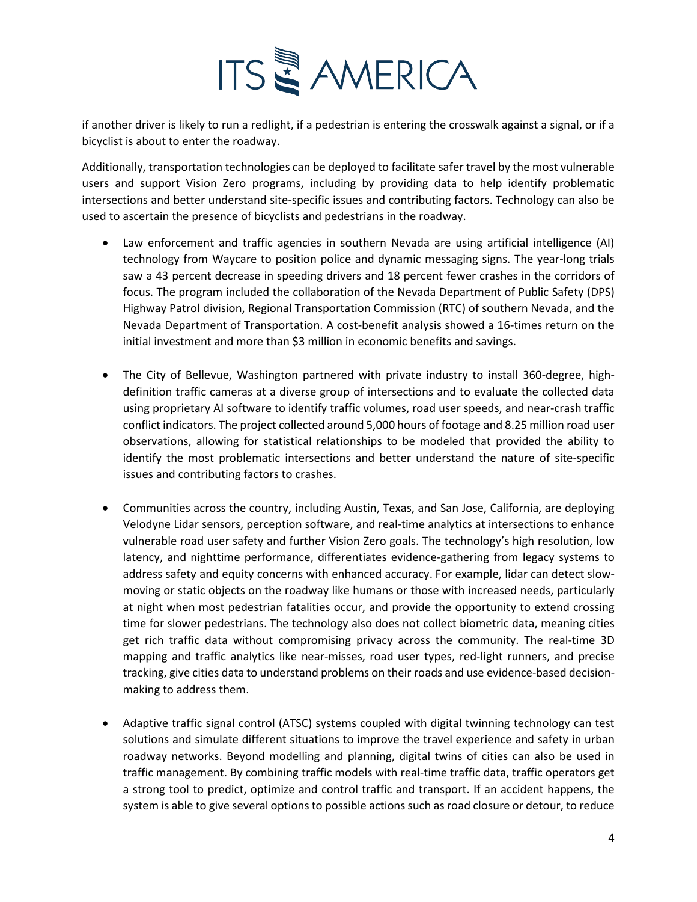if another driver is likely to run a redlight, if a pedestrian is entering the crosswalk against a signal, or if a bicyclist is about to enter the roadway.

Additionally, transportation technologies can be deployed to facilitate safer travel by the most vulnerable users and support Vision Zero programs, including by providing data to help identify problematic intersections and better understand site-specific issues and contributing factors. Technology can also be used to ascertain the presence of bicyclists and pedestrians in the roadway.

- Law enforcement and traffic agencies in southern Nevada are using artificial intelligence (AI) technology from Waycare to position police and dynamic messaging signs. The year-long trials saw a 43 percent decrease in speeding drivers and 18 percent fewer crashes in the corridors of focus. The program included the collaboration of the Nevada Department of Public Safety (DPS) Highway Patrol division, Regional Transportation Commission (RTC) of southern Nevada, and the Nevada Department of Transportation. A cost-benefit analysis showed a 16-times return on the initial investment and more than $3 million in economic benefits and savings.

- The City of Bellevue, Washington partnered with private industry to install 360-degree, high-definition traffic cameras at a diverse group of intersections and to evaluate the collected data using proprietary AI software to identify traffic volumes, road user speeds, and near-crash traffic conflict indicators. The project collected around 5,000 hours of footage and 8.25 million road user observations, allowing for statistical relationships to be modeled that provided the ability to identify the most problematic intersections and better understand the nature of site-specific issues and contributing factors to crashes.

- Communities across the country, including Austin, Texas, and San Jose, California, are deploying Velodyne Lidar sensors, perception software, and real-time analytics at intersections to enhance vulnerable road user safety and further Vision Zero goals. The technology's high resolution, low latency, and nighttime performance, differentiates evidence-gathering from legacy systems to address safety and equity concerns with enhanced accuracy. For example, lidar can detect slow-moving or static objects on the roadway like humans or those with increased needs, particularly at night when most pedestrian fatalities occur, and provide the opportunity to extend crossing time for slower pedestrians. The technology also does not collect biometric data, meaning cities get rich traffic data without compromising privacy across the community. The real-time 3D mapping and traffic analytics like near-misses, road user types, red-light runners, and precise tracking, give cities data to understand problems on their roads and use evidence-based decision-making to address them.

- Adaptive traffic signal control (ATSC) systems coupled with digital twinning technology can test solutions and simulate different situations to improve the travel experience and safety in urban roadway networks. Beyond modelling and planning, digital twins of cities can also be used in traffic management. By combining traffic models with real-time traffic data, traffic operators get a strong tool to predict, optimize and control traffic and transport. If an accident happens, the system is able to give several options to possible actions such as road closure or detour, to reduce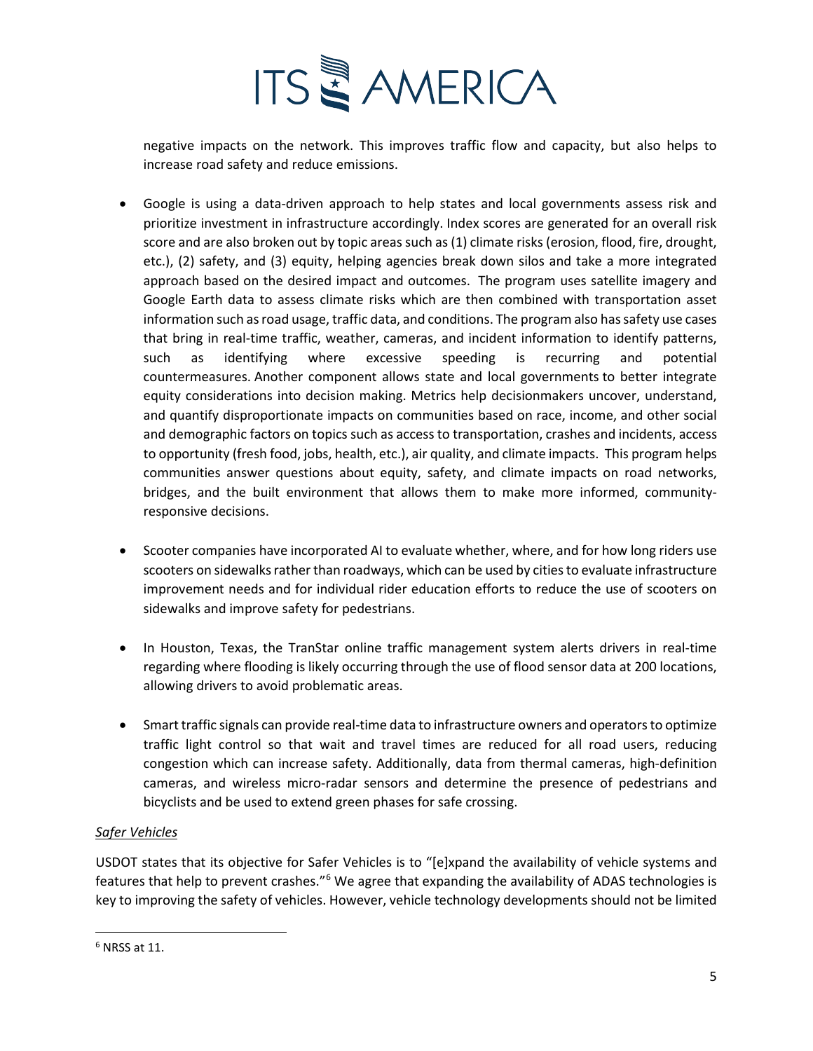negative impacts on the network. This improves traffic flow and capacity, but also helps to increase road safety and reduce emissions.

- Google is using a data-driven approach to help states and local governments assess risk and prioritize investment in infrastructure accordingly. Index scores are generated for an overall risk score and are also broken out by topic areas such as (1) climate risks (erosion, flood, fire, drought, etc.), (2) safety, and (3) equity, helping agencies break down silos and take a more integrated approach based on the desired impact and outcomes. The program uses satellite imagery and Google Earth data to assess climate risks which are then combined with transportation asset information such as road usage, traffic data, and conditions. The program also has safety use cases that bring in real-time traffic, weather, cameras, and incident information to identify patterns, such as identifying where excessive speeding is recurring and potential countermeasures. Another component allows state and local governments to better integrate equity considerations into decision making. Metrics help decisionmakers uncover, understand, and quantify disproportionate impacts on communities based on race, income, and other social and demographic factors on topics such as access to transportation, crashes and incidents, access to opportunity (fresh food, jobs, health, etc.), air quality, and climate impacts. This program helps communities answer questions about equity, safety, and climate impacts on road networks, bridges, and the built environment that allows them to make more informed, community-responsive decisions.

- Scooter companies have incorporated AI to evaluate whether, where, and for how long riders use scooters on sidewalks rather than roadways, which can be used by cities to evaluate infrastructure improvement needs and for individual rider education efforts to reduce the use of scooters on sidewalks and improve safety for pedestrians.

- In Houston, Texas, the TranStar online traffic management system alerts drivers in real-time regarding where flooding is likely occurring through the use of flood sensor data at 200 locations, allowing drivers to avoid problematic areas.

- Smart traffic signals can provide real-time data to infrastructure owners and operators to optimize traffic light control so that wait and travel times are reduced for all road users, reducing congestion which can increase safety. Additionally, data from thermal cameras, high-definition cameras, and wireless micro-radar sensors and determine the presence of pedestrians and bicyclists and be used to extend green phases for safe crossing.

*Safer Vehicles*

USDOT states that its objective for Safer Vehicles is to "[e]xpand the availability of vehicle systems and features that help to prevent crashes."[6] We agree that expanding the availability of ADAS technologies is key to improving the safety of vehicles. However, vehicle technology developments should not be limited

---

[6] NRSS at 11.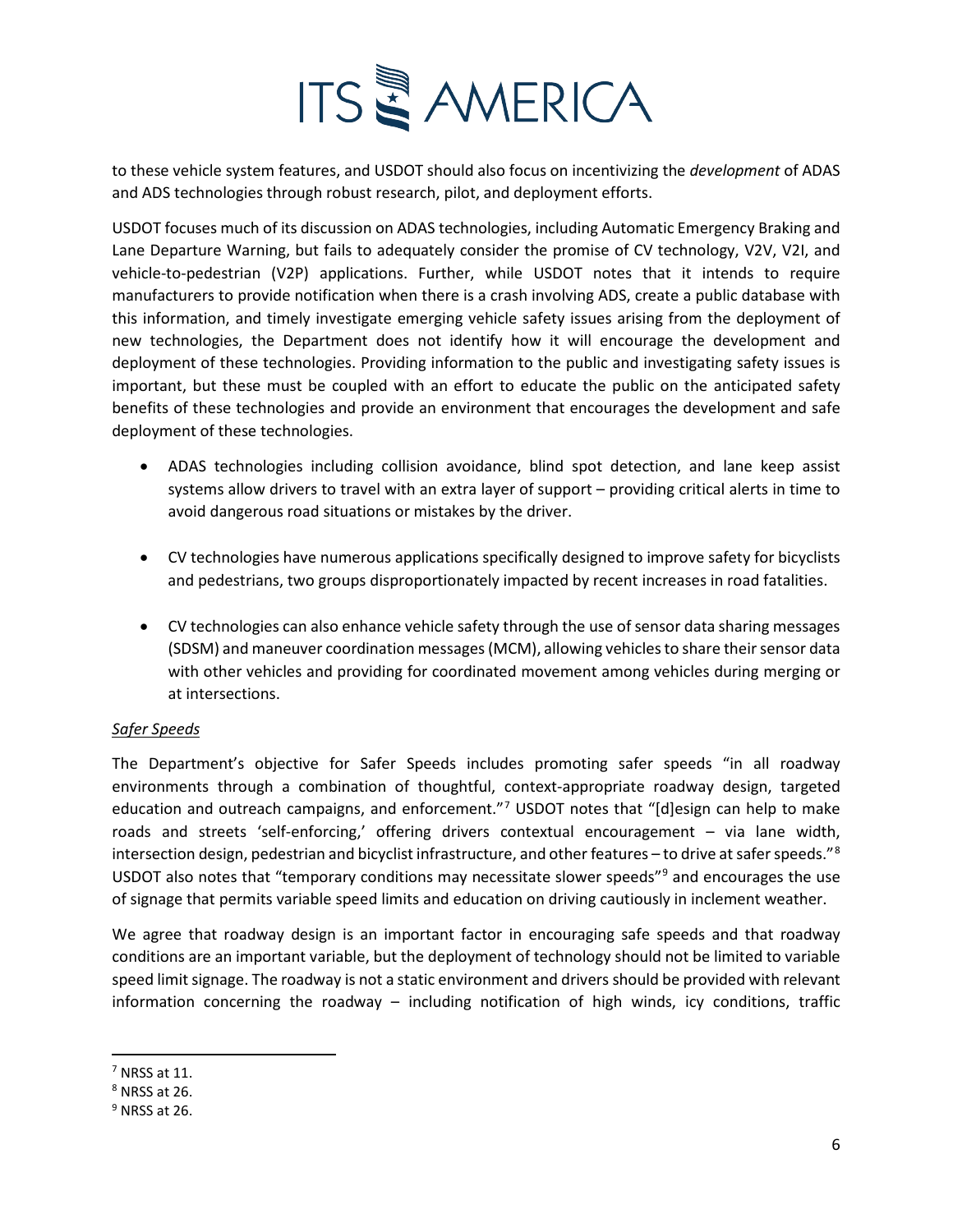to these vehicle system features, and USDOT should also focus on incentivizing the *development* of ADAS and ADS technologies through robust research, pilot, and deployment efforts.

USDOT focuses much of its discussion on ADAS technologies, including Automatic Emergency Braking and Lane Departure Warning, but fails to adequately consider the promise of CV technology, V2V, V2I, and vehicle-to-pedestrian (V2P) applications. Further, while USDOT notes that it intends to require manufacturers to provide notification when there is a crash involving ADS, create a public database with this information, and timely investigate emerging vehicle safety issues arising from the deployment of new technologies, the Department does not identify how it will encourage the development and deployment of these technologies. Providing information to the public and investigating safety issues is important, but these must be coupled with an effort to educate the public on the anticipated safety benefits of these technologies and provide an environment that encourages the development and safe deployment of these technologies.

- ADAS technologies including collision avoidance, blind spot detection, and lane keep assist systems allow drivers to travel with an extra layer of support – providing critical alerts in time to avoid dangerous road situations or mistakes by the driver.
- CV technologies have numerous applications specifically designed to improve safety for bicyclists and pedestrians, two groups disproportionately impacted by recent increases in road fatalities.
- CV technologies can also enhance vehicle safety through the use of sensor data sharing messages (SDSM) and maneuver coordination messages (MCM), allowing vehicles to share their sensor data with other vehicles and providing for coordinated movement among vehicles during merging or at intersections.

<u>*Safer Speeds*</u>

The Department's objective for Safer Speeds includes promoting safer speeds "in all roadway environments through a combination of thoughtful, context-appropriate roadway design, targeted education and outreach campaigns, and enforcement."[7] USDOT notes that "[d]esign can help to make roads and streets 'self-enforcing,' offering drivers contextual encouragement – via lane width, intersection design, pedestrian and bicyclist infrastructure, and other features – to drive at safer speeds."[8] USDOT also notes that "temporary conditions may necessitate slower speeds"[9] and encourages the use of signage that permits variable speed limits and education on driving cautiously in inclement weather.

We agree that roadway design is an important factor in encouraging safe speeds and that roadway conditions are an important variable, but the deployment of technology should not be limited to variable speed limit signage. The roadway is not a static environment and drivers should be provided with relevant information concerning the roadway – including notification of high winds, icy conditions, traffic

---

[7] NRSS at 11.

[8] NRSS at 26.

[9] NRSS at 26.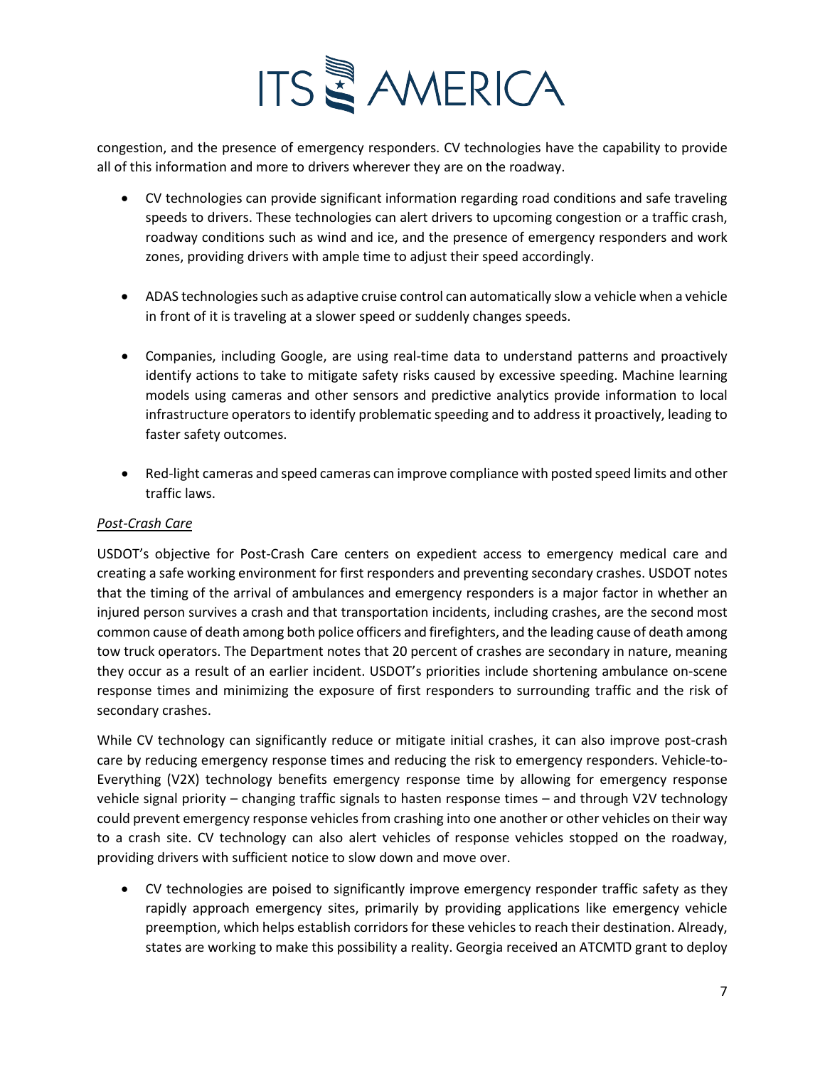congestion, and the presence of emergency responders. CV technologies have the capability to provide all of this information and more to drivers wherever they are on the roadway.

- CV technologies can provide significant information regarding road conditions and safe traveling speeds to drivers. These technologies can alert drivers to upcoming congestion or a traffic crash, roadway conditions such as wind and ice, and the presence of emergency responders and work zones, providing drivers with ample time to adjust their speed accordingly.

- ADAS technologies such as adaptive cruise control can automatically slow a vehicle when a vehicle in front of it is traveling at a slower speed or suddenly changes speeds.

- Companies, including Google, are using real-time data to understand patterns and proactively identify actions to take to mitigate safety risks caused by excessive speeding. Machine learning models using cameras and other sensors and predictive analytics provide information to local infrastructure operators to identify problematic speeding and to address it proactively, leading to faster safety outcomes.

- Red-light cameras and speed cameras can improve compliance with posted speed limits and other traffic laws.

*Post-Crash Care*

USDOT's objective for Post-Crash Care centers on expedient access to emergency medical care and creating a safe working environment for first responders and preventing secondary crashes. USDOT notes that the timing of the arrival of ambulances and emergency responders is a major factor in whether an injured person survives a crash and that transportation incidents, including crashes, are the second most common cause of death among both police officers and firefighters, and the leading cause of death among tow truck operators. The Department notes that 20 percent of crashes are secondary in nature, meaning they occur as a result of an earlier incident. USDOT's priorities include shortening ambulance on-scene response times and minimizing the exposure of first responders to surrounding traffic and the risk of secondary crashes.

While CV technology can significantly reduce or mitigate initial crashes, it can also improve post-crash care by reducing emergency response times and reducing the risk to emergency responders. Vehicle-to-Everything (V2X) technology benefits emergency response time by allowing for emergency response vehicle signal priority – changing traffic signals to hasten response times – and through V2V technology could prevent emergency response vehicles from crashing into one another or other vehicles on their way to a crash site. CV technology can also alert vehicles of response vehicles stopped on the roadway, providing drivers with sufficient notice to slow down and move over.

- CV technologies are poised to significantly improve emergency responder traffic safety as they rapidly approach emergency sites, primarily by providing applications like emergency vehicle preemption, which helps establish corridors for these vehicles to reach their destination. Already, states are working to make this possibility a reality. Georgia received an ATCMTD grant to deploy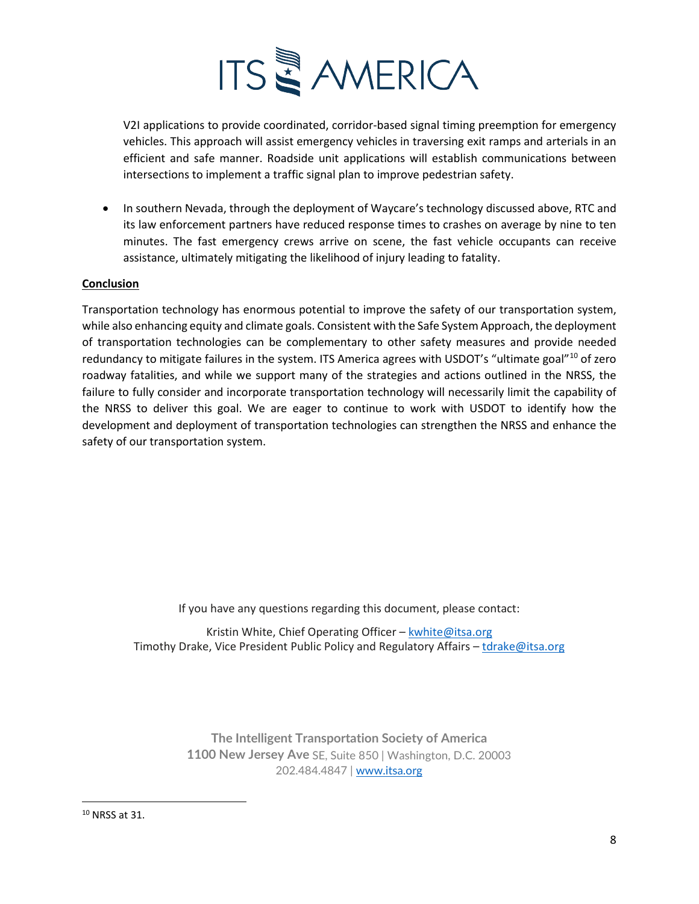V2I applications to provide coordinated, corridor-based signal timing preemption for emergency vehicles. This approach will assist emergency vehicles in traversing exit ramps and arterials in an efficient and safe manner. Roadside unit applications will establish communications between intersections to implement a traffic signal plan to improve pedestrian safety.

- In southern Nevada, through the deployment of Waycare's technology discussed above, RTC and its law enforcement partners have reduced response times to crashes on average by nine to ten minutes. The fast emergency crews arrive on scene, the fast vehicle occupants can receive assistance, ultimately mitigating the likelihood of injury leading to fatality.

**Conclusion**

Transportation technology has enormous potential to improve the safety of our transportation system, while also enhancing equity and climate goals. Consistent with the Safe System Approach, the deployment of transportation technologies can be complementary to other safety measures and provide needed redundancy to mitigate failures in the system. ITS America agrees with USDOT's "ultimate goal"[10] of zero roadway fatalities, and while we support many of the strategies and actions outlined in the NRSS, the failure to fully consider and incorporate transportation technology will necessarily limit the capability of the NRSS to deliver this goal. We are eager to continue to work with USDOT to identify how the development and deployment of transportation technologies can strengthen the NRSS and enhance the safety of our transportation system.

If you have any questions regarding this document, please contact:

Kristin White, Chief Operating Officer – kwhite@itsa.org
Timothy Drake, Vice President Public Policy and Regulatory Affairs – tdrake@itsa.org

**The Intelligent Transportation Society of America**
**1100 New Jersey Ave** SE, Suite 850 | Washington, D.C. 20003
202.484.4847 | www.itsa.org

[10] NRSS at 31.